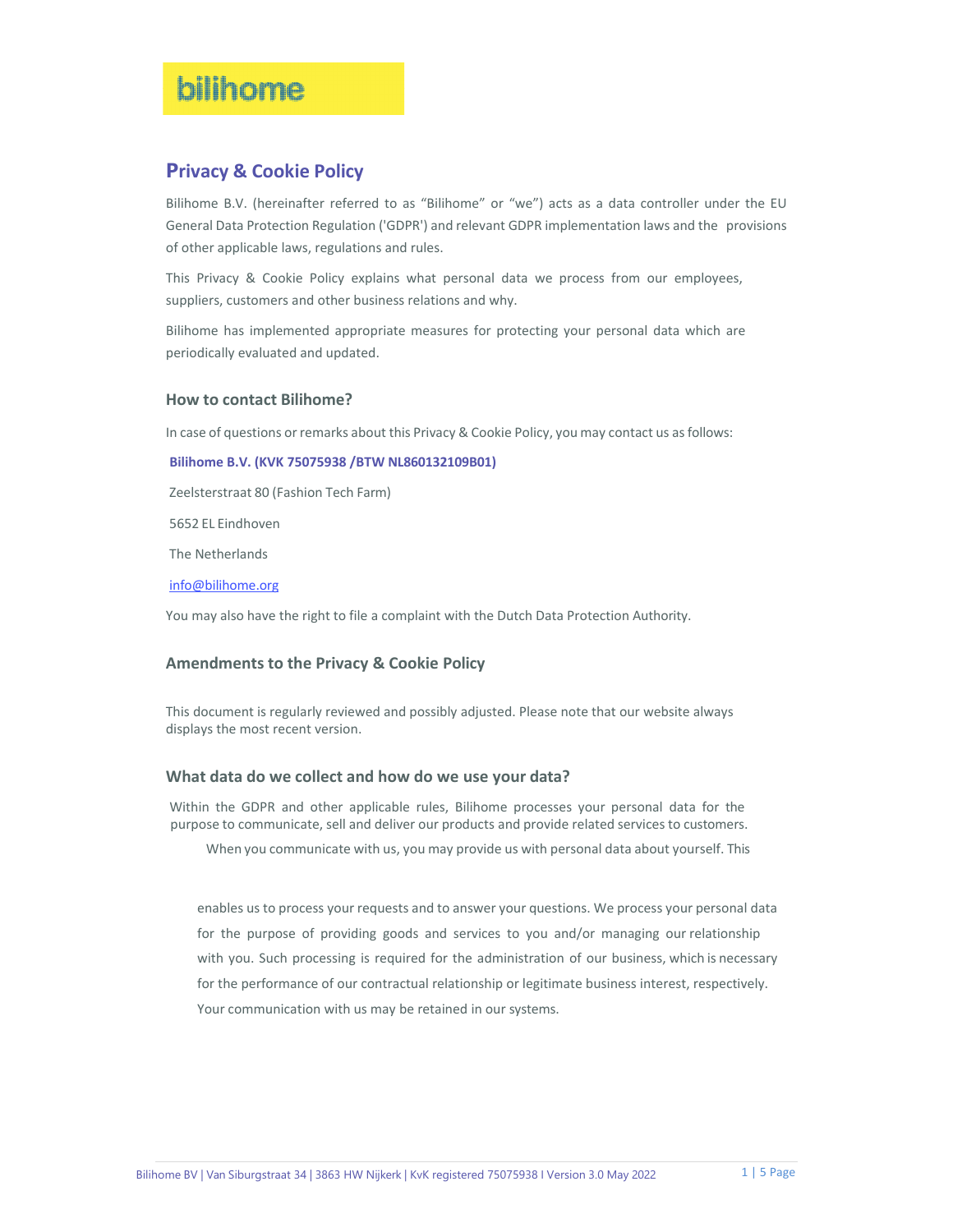bilihome

# Privacy & Cookie Policy

Bilihome B.V. (hereinafter referred to as “Bilihome” or “we”) acts as a data controller under the EU General Data Protection Regulation ('GDPR') and relevant GDPR implementation laws and the provisions of other applicable laws, regulations and rules.

This Privacy & Cookie Policy explains what personal data we process from our employees, suppliers, customers and other business relations and why.

Bilihome has implemented appropriate measures for protecting your personal data which are periodically evaluated and updated.

## How to contact Bilihome?

In case of questions or remarks about this Privacy & Cookie Policy, you may contact us as follows:

**Bilihome B.V. (KVK 75075938 /BTW NL860132109B01)**

Zeelsterstraat 80 (Fashion Tech Farm)

5652 EL Eindhoven

The Netherlands

info@bilihome.org

You may also have the right to file a complaint with the Dutch Data Protection Authority.

## Amendments to the Privacy & Cookie Policy

This document is regularly reviewed and possibly adjusted. Please note that our website always displays the most recent version.

## What data do we collect and how do we use your data?

Within the GDPR and other applicable rules, Bilihome processes your personal data for the purpose to communicate, sell and deliver our products and provide related services to customers.

When you communicate with us, you may provide us with personal data about yourself. This enables us to process your requests and to answer your questions. We process your personal data for the purpose of providing goods and services to you and/or managing our relationship with you. Such processing is required for the administration of our business, which is necessary for the performance of our contractual relationship or legitimate business interest, respectively. Your communication with us may be retained in our systems.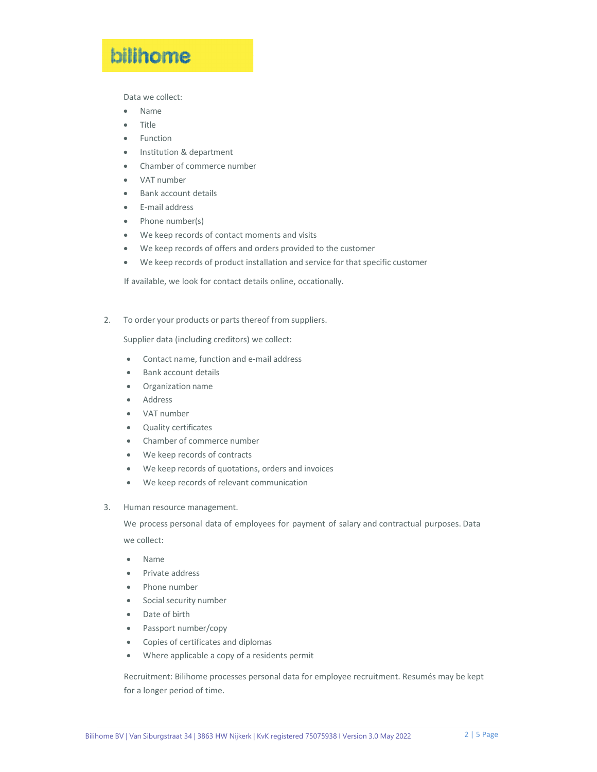Data we collect:

- Name
- Title
- Function
- Institution & department
- Chamber of commerce number
- VAT number
- Bank account details
- E-mail address
- Phone number(s)
- We keep records of contact moments and visits
- We keep records of offers and orders provided to the customer
- We keep records of product installation and service for that specific customer

If available, we look for contact details online, occationally.

2. To order your products or parts thereof from suppliers.

   Supplier data (including creditors) we collect:

   - Contact name, function and e-mail address
   - Bank account details
   - Organization name
   - Address
   - VAT number
   - Quality certificates
   - Chamber of commerce number
   - We keep records of contracts
   - We keep records of quotations, orders and invoices
   - We keep records of relevant communication

3. Human resource management.

   We process personal data of employees for payment of salary and contractual purposes. Data we collect:

   - Name
   - Private address
   - Phone number
   - Social security number
   - Date of birth
   - Passport number/copy
   - Copies of certificates and diplomas
   - Where applicable a copy of a residents permit

   Recruitment: Bilihome processes personal data for employee recruitment. Resumés may be kept for a longer period of time.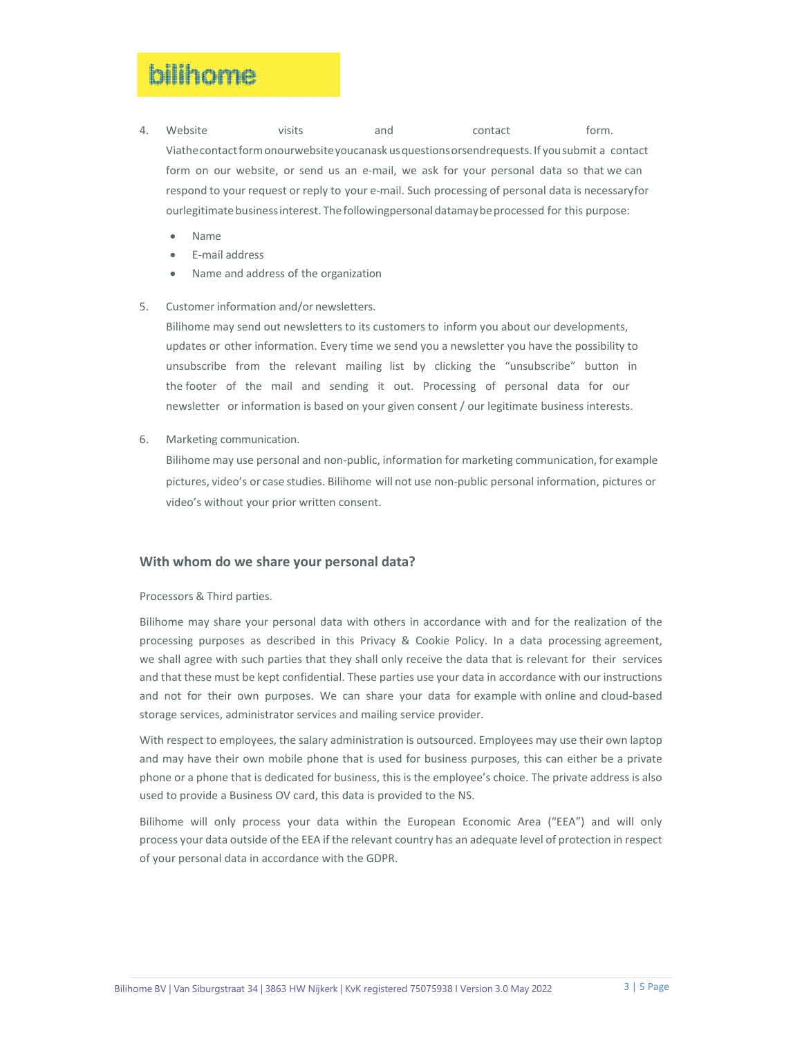4. Website visits and contact form.
   Via the contact form on our website you can ask us questions or send requests. If you submit a contact form on our website, or send us an e-mail, we ask for your personal data so that we can respond to your request or reply to your e-mail. Such processing of personal data is necessary for our legitimate business interest. The following personal data may be processed for this purpose:

   - Name
   - E-mail address
   - Name and address of the organization

5. Customer information and/or newsletters.
   Bilihome may send out newsletters to its customers to inform you about our developments, updates or other information. Every time we send you a newsletter you have the possibility to unsubscribe from the relevant mailing list by clicking the "unsubscribe" button in the footer of the mail and sending it out. Processing of personal data for our newsletter or information is based on your given consent / our legitimate business interests.

6. Marketing communication.
   Bilihome may use personal and non-public, information for marketing communication, for example pictures, video's or case studies. Bilihome will not use non-public personal information, pictures or video's without your prior written consent.

## With whom do we share your personal data?

Processors & Third parties.

Bilihome may share your personal data with others in accordance with and for the realization of the processing purposes as described in this Privacy & Cookie Policy. In a data processing agreement, we shall agree with such parties that they shall only receive the data that is relevant for their services and that these must be kept confidential. These parties use your data in accordance with our instructions and not for their own purposes. We can share your data for example with online and cloud-based storage services, administrator services and mailing service provider.

With respect to employees, the salary administration is outsourced. Employees may use their own laptop and may have their own mobile phone that is used for business purposes, this can either be a private phone or a phone that is dedicated for business, this is the employee's choice. The private address is also used to provide a Business OV card, this data is provided to the NS.

Bilihome will only process your data within the European Economic Area ("EEA") and will only process your data outside of the EEA if the relevant country has an adequate level of protection in respect of your personal data in accordance with the GDPR.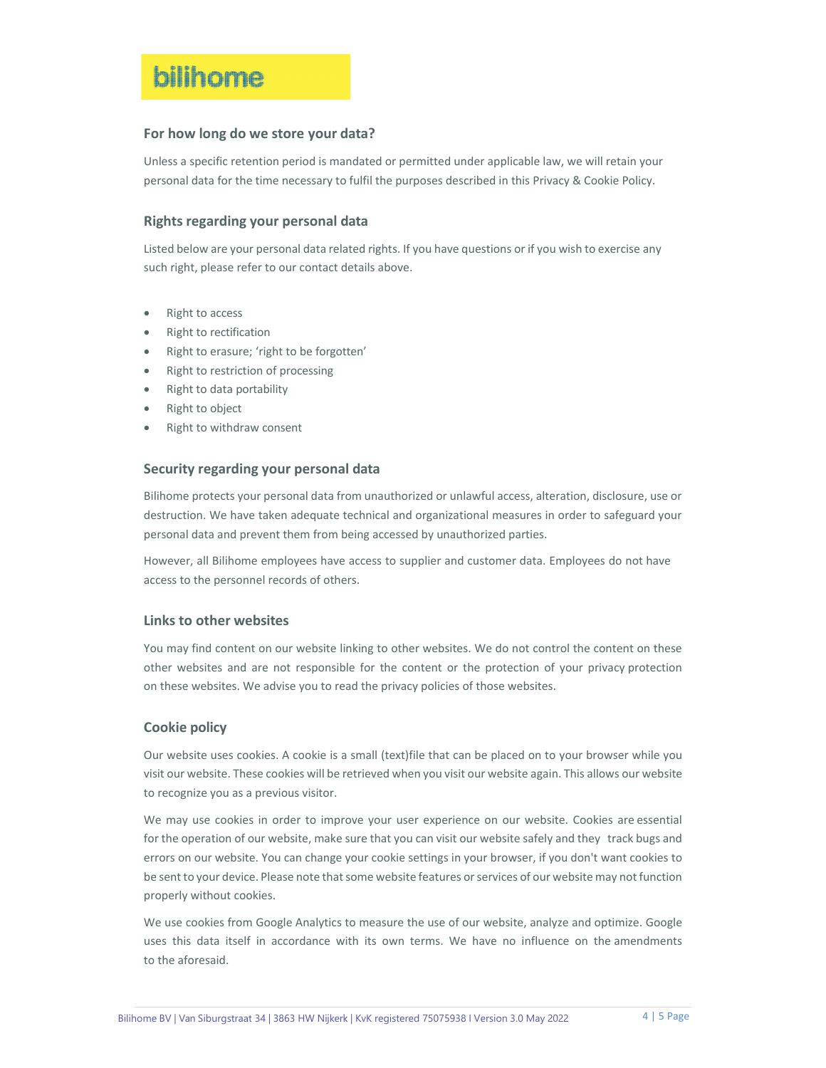## For how long do we store your data?

Unless a specific retention period is mandated or permitted under applicable law, we will retain your personal data for the time necessary to fulfil the purposes described in this Privacy & Cookie Policy.

## Rights regarding your personal data

Listed below are your personal data related rights. If you have questions or if you wish to exercise any such right, please refer to our contact details above.

- Right to access
- Right to rectification
- Right to erasure; 'right to be forgotten'
- Right to restriction of processing
- Right to data portability
- Right to object
- Right to withdraw consent

## Security regarding your personal data

Bilihome protects your personal data from unauthorized or unlawful access, alteration, disclosure, use or destruction. We have taken adequate technical and organizational measures in order to safeguard your personal data and prevent them from being accessed by unauthorized parties.

However, all Bilihome employees have access to supplier and customer data. Employees do not have access to the personnel records of others.

## Links to other websites

You may find content on our website linking to other websites. We do not control the content on these other websites and are not responsible for the content or the protection of your privacy protection on these websites. We advise you to read the privacy policies of those websites.

## Cookie policy

Our website uses cookies. A cookie is a small (text)file that can be placed on to your browser while you visit our website. These cookies will be retrieved when you visit our website again. This allows our website to recognize you as a previous visitor.

We may use cookies in order to improve your user experience on our website. Cookies are essential for the operation of our website, make sure that you can visit our website safely and they track bugs and errors on our website. You can change your cookie settings in your browser, if you don't want cookies to be sent to your device. Please note that some website features or services of our website may not function properly without cookies.

We use cookies from Google Analytics to measure the use of our website, analyze and optimize. Google uses this data itself in accordance with its own terms. We have no influence on the amendments to the aforesaid.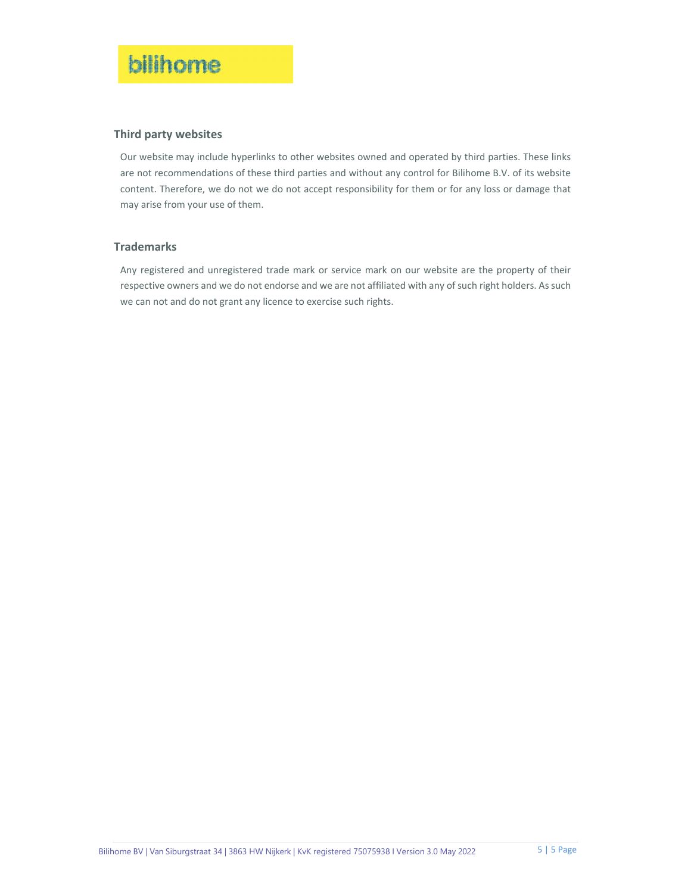## Third party websites

Our website may include hyperlinks to other websites owned and operated by third parties. These links are not recommendations of these third parties and without any control for Bilihome B.V. of its website content. Therefore, we do not we do not accept responsibility for them or for any loss or damage that may arise from your use of them.

## Trademarks

Any registered and unregistered trade mark or service mark on our website are the property of their respective owners and we do not endorse and we are not affiliated with any of such right holders. As such we can not and do not grant any licence to exercise such rights.